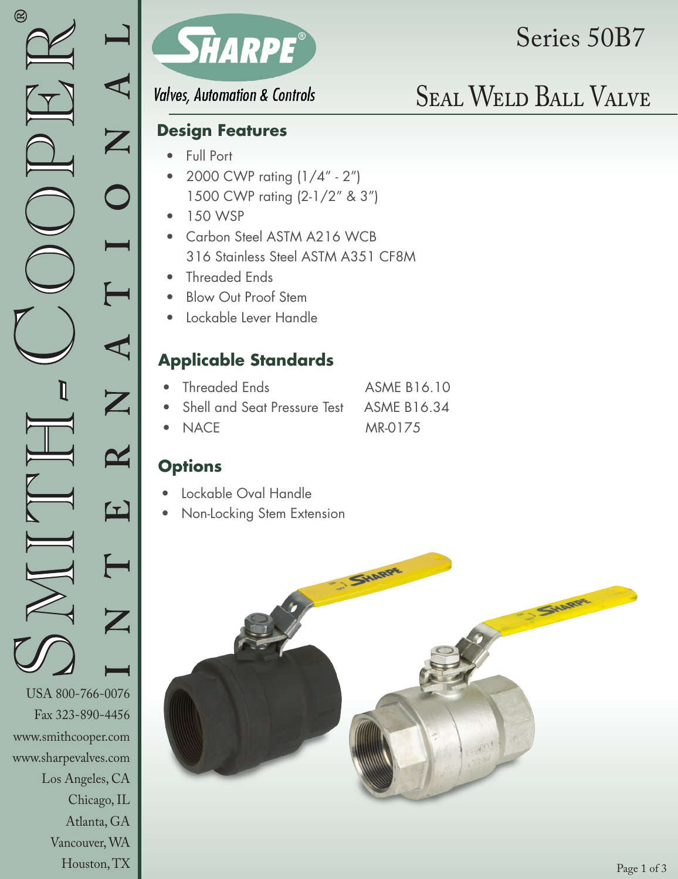Smith-Cooper® International

USA 800-766-0076
Fax 323-890-4456
www.smithcooper.com
www.sharpevalves.com
Los Angeles, CA
Chicago, IL
Atlanta, GA
Vancouver, WA
Houston, TX

SHARPE®

Valves, Automation & Controls

# Series 50B7

# Seal Weld Ball Valve

## Design Features

- Full Port
- 2000 CWP rating (1/4" - 2")
  1500 CWP rating (2-1/2" & 3")
- 150 WSP
- Carbon Steel ASTM A216 WCB
  316 Stainless Steel ASTM A351 CF8M
- Threaded Ends
- Blow Out Proof Stem
- Lockable Lever Handle

## Applicable Standards

- Threaded Ends — ASME B16.10
- Shell and Seat Pressure Test — ASME B16.34
- NACE — MR-0175

## Options

- Lockable Oval Handle
- Non-Locking Stem Extension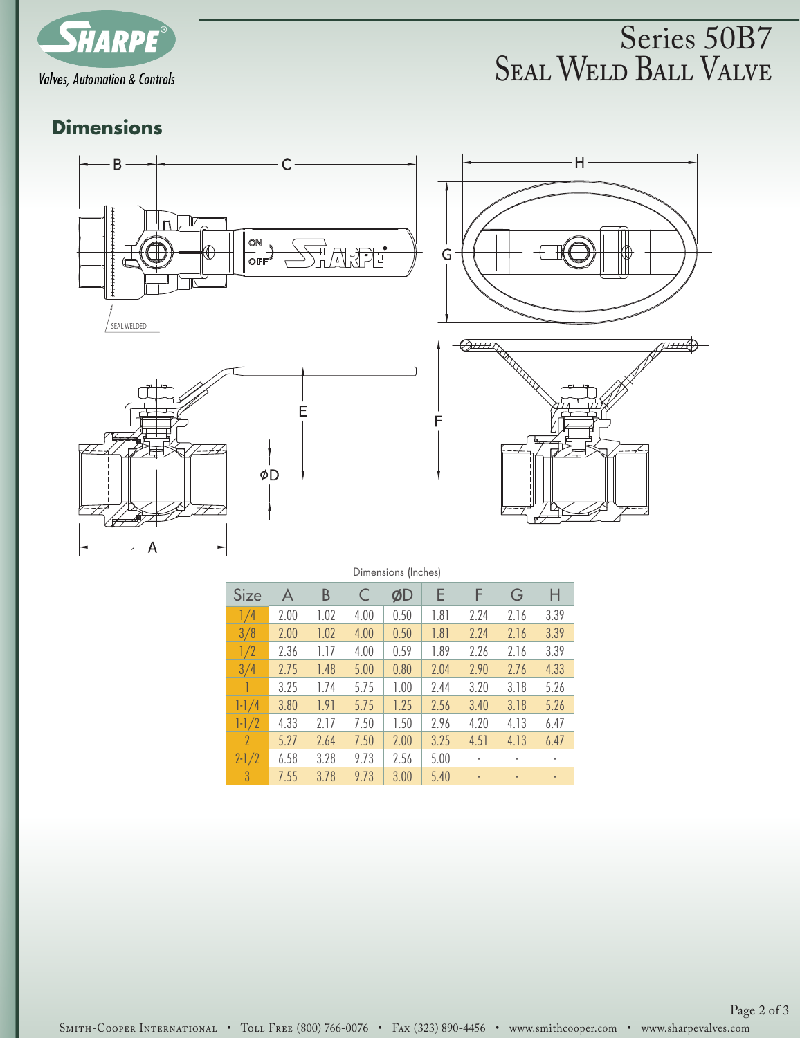# Series 50B7 Seal Weld Ball Valve

## Dimensions

SEAL WELDED

Dimensions (Inches)

| Size | A | B | C | ØD | E | F | G | H |
|---|---|---|---|---|---|---|---|---|
| 1/4 | 2.00 | 1.02 | 4.00 | 0.50 | 1.81 | 2.24 | 2.16 | 3.39 |
| 3/8 | 2.00 | 1.02 | 4.00 | 0.50 | 1.81 | 2.24 | 2.16 | 3.39 |
| 1/2 | 2.36 | 1.17 | 4.00 | 0.59 | 1.89 | 2.26 | 2.16 | 3.39 |
| 3/4 | 2.75 | 1.48 | 5.00 | 0.80 | 2.04 | 2.90 | 2.76 | 4.33 |
| 1 | 3.25 | 1.74 | 5.75 | 1.00 | 2.44 | 3.20 | 3.18 | 5.26 |
| 1-1/4 | 3.80 | 1.91 | 5.75 | 1.25 | 2.56 | 3.40 | 3.18 | 5.26 |
| 1-1/2 | 4.33 | 2.17 | 7.50 | 1.50 | 2.96 | 4.20 | 4.13 | 6.47 |
| 2 | 5.27 | 2.64 | 7.50 | 2.00 | 3.25 | 4.51 | 4.13 | 6.47 |
| 2-1/2 | 6.58 | 3.28 | 9.73 | 2.56 | 5.00 | - | - | - |
| 3 | 7.55 | 3.78 | 9.73 | 3.00 | 5.40 | - | - | - |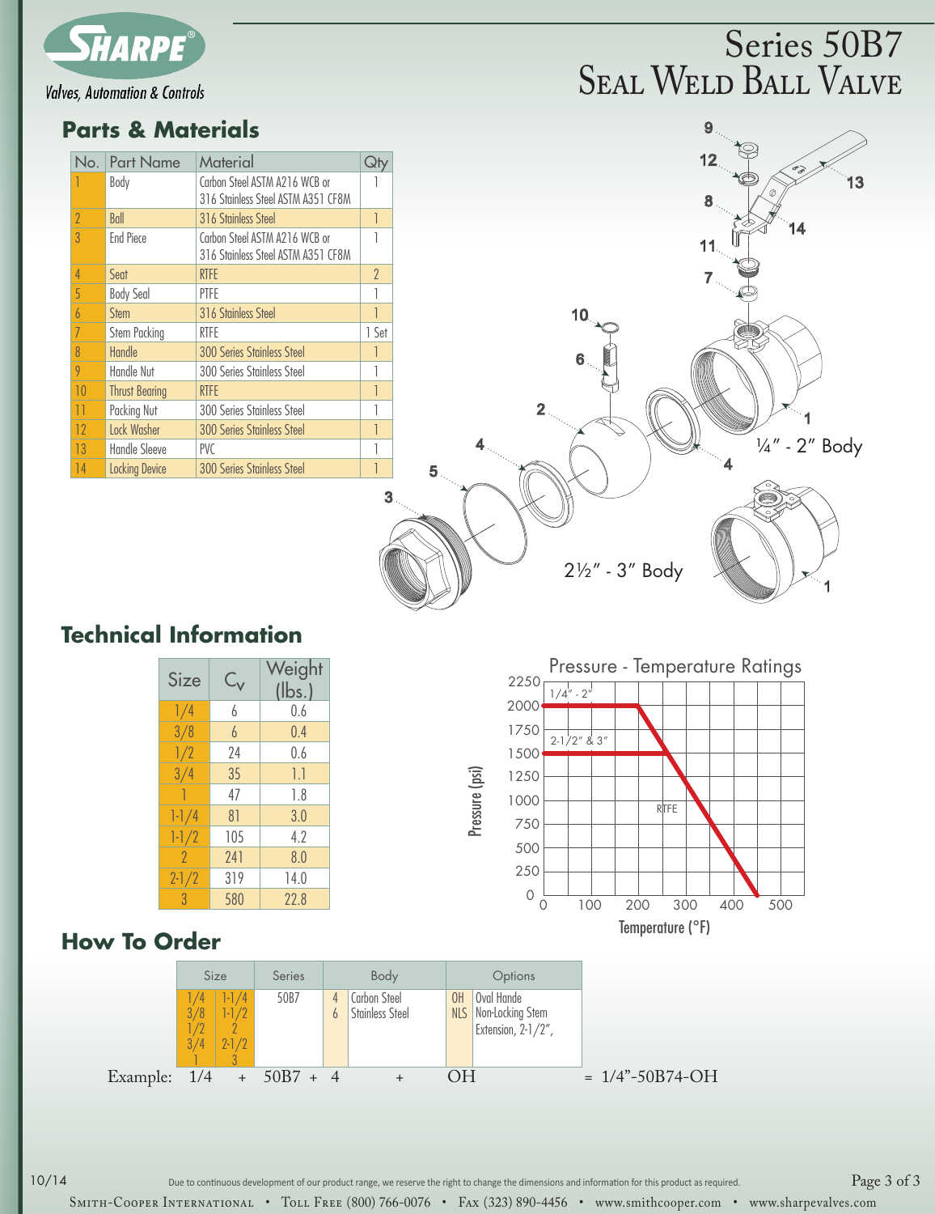# Series 50B7
# Seal Weld Ball Valve

## Parts & Materials

| No. | Part Name | Material | Qty |
|---|---|---|---|
| 1 | Body | Carbon Steel ASTM A216 WCB or 316 Stainless Steel ASTM A351 CF8M | 1 |
| 2 | Ball | 316 Stainless Steel | 1 |
| 3 | End Piece | Carbon Steel ASTM A216 WCB or 316 Stainless Steel ASTM A351 CF8M | 1 |
| 4 | Seat | RTFE | 2 |
| 5 | Body Seal | PTFE | 1 |
| 6 | Stem | 316 Stainless Steel | 1 |
| 7 | Stem Packing | RTFE | 1 Set |
| 8 | Handle | 300 Series Stainless Steel | 1 |
| 9 | Handle Nut | 300 Series Stainless Steel | 1 |
| 10 | Thrust Bearing | RTFE | 1 |
| 11 | Packing Nut | 300 Series Stainless Steel | 1 |
| 12 | Lock Washer | 300 Series Stainless Steel | 1 |
| 13 | Handle Sleeve | PVC | 1 |
| 14 | Locking Device | 300 Series Stainless Steel | 1 |

9
12
13
8
14
11
7
10
6
2
1
4
¼″ - 2″ Body
4
5
3
2½″ - 3″ Body
1

## Technical Information

| Size | $C_v$ | Weight (lbs.) |
|---|---|---|
| 1/4 | 6 | 0.6 |
| 3/8 | 6 | 0.4 |
| 1/2 | 24 | 0.6 |
| 3/4 | 35 | 1.1 |
| 1 | 47 | 1.8 |
| 1-1/4 | 81 | 3.0 |
| 1-1/2 | 105 | 4.2 |
| 2 | 241 | 8.0 |
| 2-1/2 | 319 | 14.0 |
| 3 | 580 | 22.8 |

Pressure - Temperature Ratings

Pressure (psi)

2250
2000
1750
1500
1250
1000
750
500
250
0

1/4″ - 2″
2-1/2″ & 3″
RTFE

0 100 200 300 400 500

Temperature (°F)

## How To Order

| Size | | Series | Body | | Options | |
|---|---|---|---|---|---|---|
| 1/4<br>3/8<br>1/2<br>3/4<br>1 | 1-1/4<br>1-1/2<br>2<br>2-1/2<br>3 | 50B7 | 4<br>6 | Carbon Steel<br>Stainless Steel | OH<br>NLS | Oval Hande<br>Non-Locking Stem Extension, 2-1/2″, |

Example: 1/4 + 50B7 + 4 + OH = 1/4”-50B74-OH

10/14

Due to continuous development of our product range, we reserve the right to change the dimensions and information for this product as required.

Smith-Cooper International • Toll Free (800) 766-0076 • Fax (323) 890-4456 • www.smithcooper.com • www.sharpevalves.com